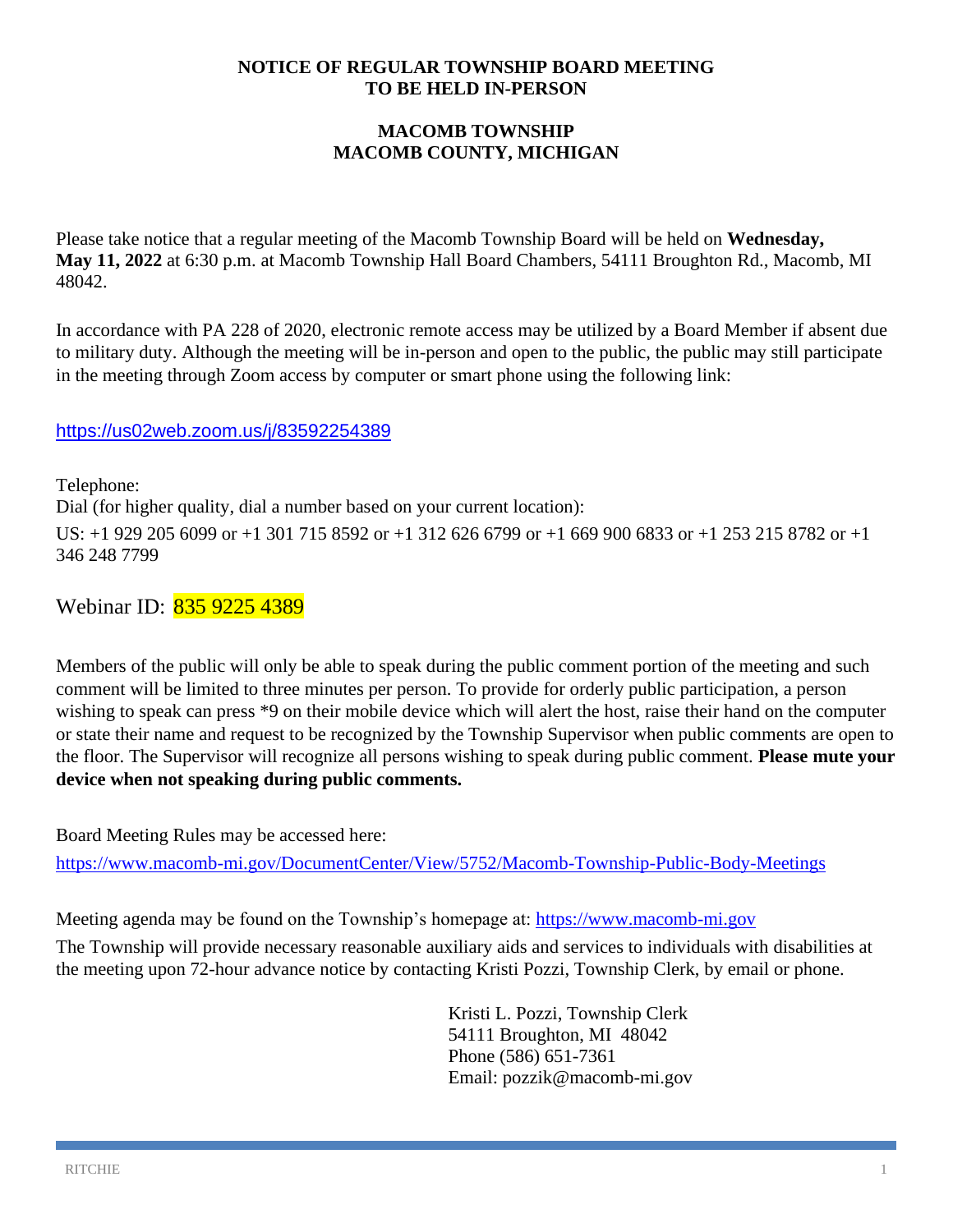**NOTICE OF REGULAR TOWNSHIP BOARD MEETING**
**TO BE HELD IN-PERSON**

**MACOMB TOWNSHIP**
**MACOMB COUNTY, MICHIGAN**

Please take notice that a regular meeting of the Macomb Township Board will be held on **Wednesday, May 11, 2022** at 6:30 p.m. at Macomb Township Hall Board Chambers, 54111 Broughton Rd., Macomb, MI 48042.

In accordance with PA 228 of 2020, electronic remote access may be utilized by a Board Member if absent due to military duty. Although the meeting will be in-person and open to the public, the public may still participate in the meeting through Zoom access by computer or smart phone using the following link:

https://us02web.zoom.us/j/83592254389

Telephone:
Dial (for higher quality, dial a number based on your current location):
US: +1 929 205 6099 or +1 301 715 8592 or +1 312 626 6799 or +1 669 900 6833 or +1 253 215 8782 or +1 346 248 7799

Webinar ID: 835 9225 4389

Members of the public will only be able to speak during the public comment portion of the meeting and such comment will be limited to three minutes per person. To provide for orderly public participation, a person wishing to speak can press *9 on their mobile device which will alert the host, raise their hand on the computer or state their name and request to be recognized by the Township Supervisor when public comments are open to the floor. The Supervisor will recognize all persons wishing to speak during public comment. **Please mute your device when not speaking during public comments.**

Board Meeting Rules may be accessed here:
https://www.macomb-mi.gov/DocumentCenter/View/5752/Macomb-Township-Public-Body-Meetings

Meeting agenda may be found on the Township's homepage at: https://www.macomb-mi.gov

The Township will provide necessary reasonable auxiliary aids and services to individuals with disabilities at the meeting upon 72-hour advance notice by contacting Kristi Pozzi, Township Clerk, by email or phone.

Kristi L. Pozzi, Township Clerk
54111 Broughton, MI 48042
Phone (586) 651-7361
Email: pozzik@macomb-mi.gov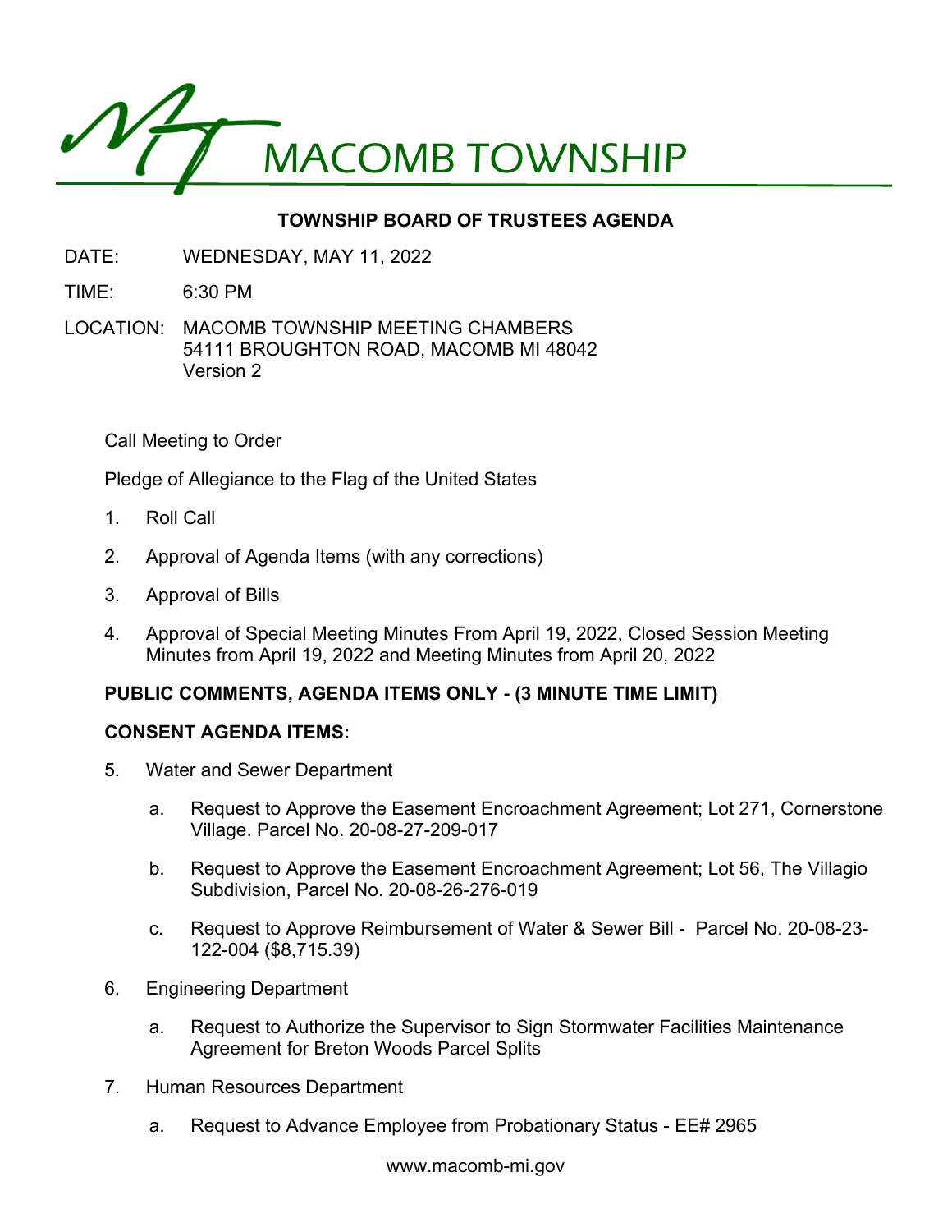# MACOMB TOWNSHIP

## TOWNSHIP BOARD OF TRUSTEES AGENDA

DATE: WEDNESDAY, MAY 11, 2022

TIME: 6:30 PM

LOCATION: MACOMB TOWNSHIP MEETING CHAMBERS
54111 BROUGHTON ROAD, MACOMB MI 48042
Version 2

Call Meeting to Order

Pledge of Allegiance to the Flag of the United States

1. Roll Call
2. Approval of Agenda Items (with any corrections)
3. Approval of Bills
4. Approval of Special Meeting Minutes From April 19, 2022, Closed Session Meeting Minutes from April 19, 2022 and Meeting Minutes from April 20, 2022

**PUBLIC COMMENTS, AGENDA ITEMS ONLY - (3 MINUTE TIME LIMIT)**

**CONSENT AGENDA ITEMS:**

5. Water and Sewer Department
   a. Request to Approve the Easement Encroachment Agreement; Lot 271, Cornerstone Village. Parcel No. 20-08-27-209-017
   b. Request to Approve the Easement Encroachment Agreement; Lot 56, The Villagio Subdivision, Parcel No. 20-08-26-276-019
   c. Request to Approve Reimbursement of Water & Sewer Bill - Parcel No. 20-08-23-122-004 ($8,715.39)
6. Engineering Department
   a. Request to Authorize the Supervisor to Sign Stormwater Facilities Maintenance Agreement for Breton Woods Parcel Splits
7. Human Resources Department
   a. Request to Advance Employee from Probationary Status - EE# 2965

www.macomb-mi.gov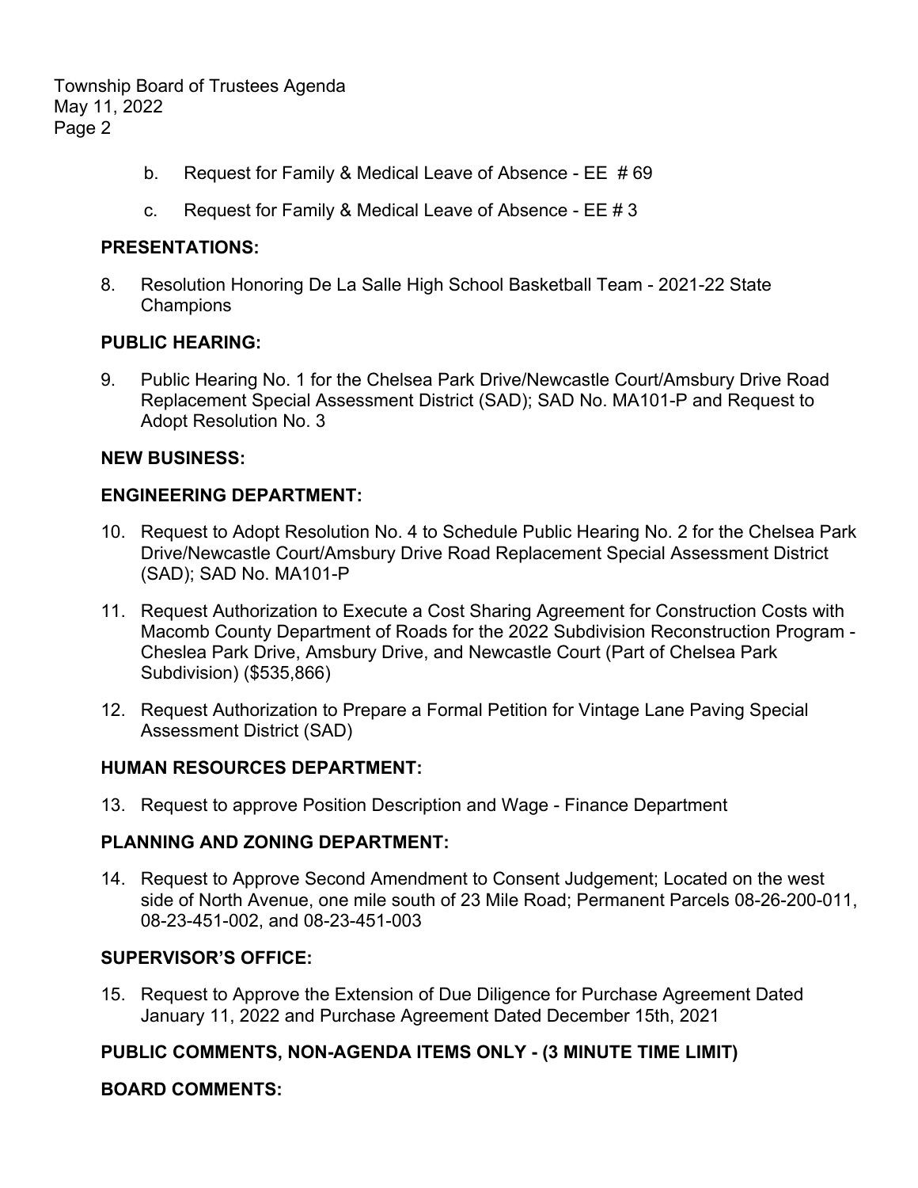b. Request for Family & Medical Leave of Absence - EE # 69

c. Request for Family & Medical Leave of Absence - EE # 3

## PRESENTATIONS:

8. Resolution Honoring De La Salle High School Basketball Team - 2021-22 State Champions

## PUBLIC HEARING:

9. Public Hearing No. 1 for the Chelsea Park Drive/Newcastle Court/Amsbury Drive Road Replacement Special Assessment District (SAD); SAD No. MA101-P and Request to Adopt Resolution No. 3

## NEW BUSINESS:

## ENGINEERING DEPARTMENT:

10. Request to Adopt Resolution No. 4 to Schedule Public Hearing No. 2 for the Chelsea Park Drive/Newcastle Court/Amsbury Drive Road Replacement Special Assessment District (SAD); SAD No. MA101-P

11. Request Authorization to Execute a Cost Sharing Agreement for Construction Costs with Macomb County Department of Roads for the 2022 Subdivision Reconstruction Program - Cheslea Park Drive, Amsbury Drive, and Newcastle Court (Part of Chelsea Park Subdivision) ($535,866)

12. Request Authorization to Prepare a Formal Petition for Vintage Lane Paving Special Assessment District (SAD)

## HUMAN RESOURCES DEPARTMENT:

13. Request to approve Position Description and Wage - Finance Department

## PLANNING AND ZONING DEPARTMENT:

14. Request to Approve Second Amendment to Consent Judgement; Located on the west side of North Avenue, one mile south of 23 Mile Road; Permanent Parcels 08-26-200-011, 08-23-451-002, and 08-23-451-003

## SUPERVISOR'S OFFICE:

15. Request to Approve the Extension of Due Diligence for Purchase Agreement Dated January 11, 2022 and Purchase Agreement Dated December 15th, 2021

## PUBLIC COMMENTS, NON-AGENDA ITEMS ONLY - (3 MINUTE TIME LIMIT)

## BOARD COMMENTS: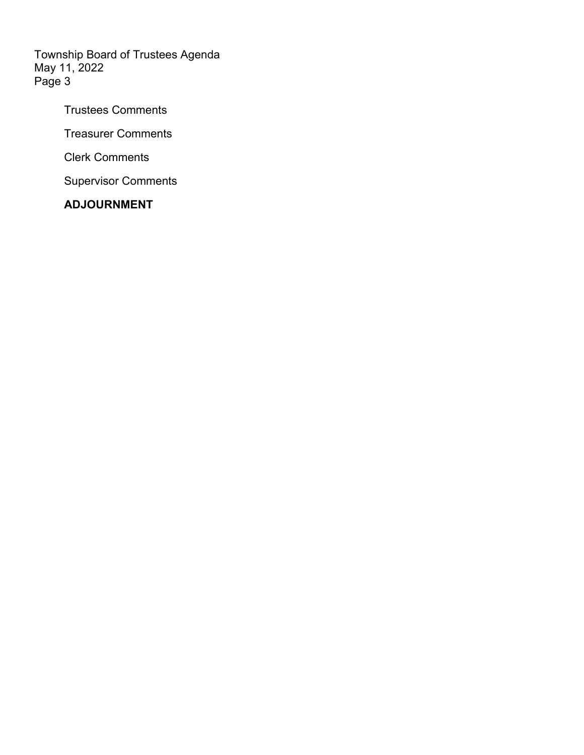Trustees Comments

Treasurer Comments

Clerk Comments

Supervisor Comments

**ADJOURNMENT**